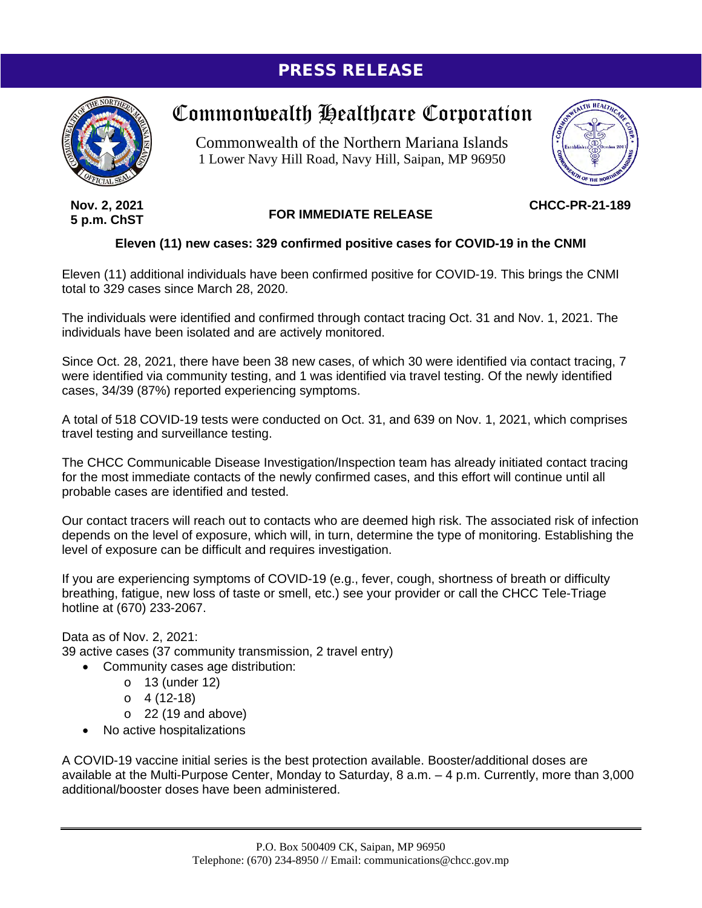# PRESS RELEASE

## Commonwealth Healthcare Corporation

Commonwealth of the Northern Mariana Islands
1 Lower Navy Hill Road, Navy Hill, Saipan, MP 96950

**Nov. 2, 2021**
**5 p.m. ChST**

**FOR IMMEDIATE RELEASE**

**CHCC-PR-21-189**

### Eleven (11) new cases: 329 confirmed positive cases for COVID-19 in the CNMI

Eleven (11) additional individuals have been confirmed positive for COVID-19. This brings the CNMI total to 329 cases since March 28, 2020.

The individuals were identified and confirmed through contact tracing Oct. 31 and Nov. 1, 2021. The individuals have been isolated and are actively monitored.

Since Oct. 28, 2021, there have been 38 new cases, of which 30 were identified via contact tracing, 7 were identified via community testing, and 1 was identified via travel testing. Of the newly identified cases, 34/39 (87%) reported experiencing symptoms.

A total of 518 COVID-19 tests were conducted on Oct. 31, and 639 on Nov. 1, 2021, which comprises travel testing and surveillance testing.

The CHCC Communicable Disease Investigation/Inspection team has already initiated contact tracing for the most immediate contacts of the newly confirmed cases, and this effort will continue until all probable cases are identified and tested.

Our contact tracers will reach out to contacts who are deemed high risk. The associated risk of infection depends on the level of exposure, which will, in turn, determine the type of monitoring. Establishing the level of exposure can be difficult and requires investigation.

If you are experiencing symptoms of COVID-19 (e.g., fever, cough, shortness of breath or difficulty breathing, fatigue, new loss of taste or smell, etc.) see your provider or call the CHCC Tele-Triage hotline at (670) 233-2067.

Data as of Nov. 2, 2021:
39 active cases (37 community transmission, 2 travel entry)

- Community cases age distribution:
  - 13 (under 12)
  - 4 (12-18)
  - 22 (19 and above)
- No active hospitalizations

A COVID-19 vaccine initial series is the best protection available. Booster/additional doses are available at the Multi-Purpose Center, Monday to Saturday, 8 a.m. – 4 p.m. Currently, more than 3,000 additional/booster doses have been administered.

P.O. Box 500409 CK, Saipan, MP 96950
Telephone: (670) 234-8950 // Email: communications@chcc.gov.mp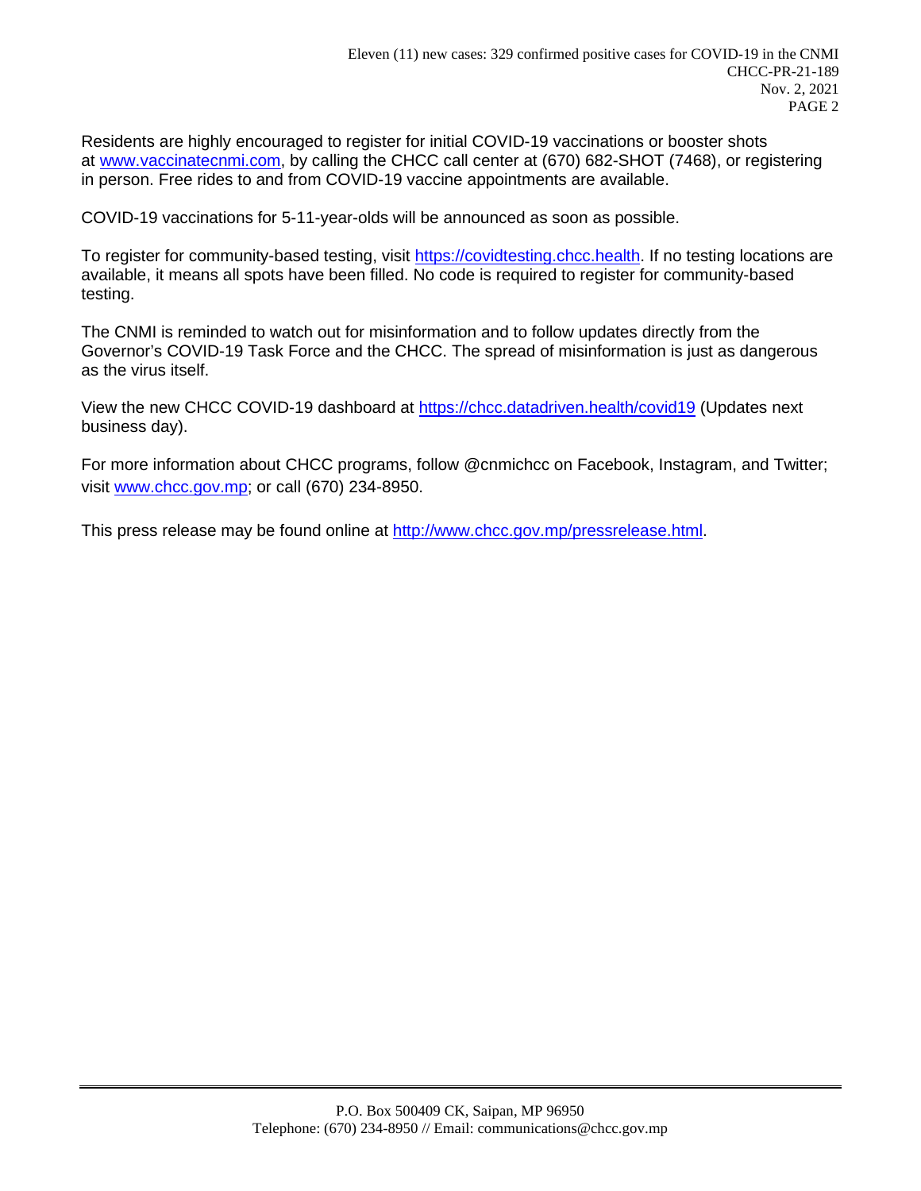Residents are highly encouraged to register for initial COVID-19 vaccinations or booster shots at www.vaccinatecnmi.com, by calling the CHCC call center at (670) 682-SHOT (7468), or registering in person. Free rides to and from COVID-19 vaccine appointments are available.

COVID-19 vaccinations for 5-11-year-olds will be announced as soon as possible.

To register for community-based testing, visit https://covidtesting.chcc.health. If no testing locations are available, it means all spots have been filled. No code is required to register for community-based testing.

The CNMI is reminded to watch out for misinformation and to follow updates directly from the Governor's COVID-19 Task Force and the CHCC. The spread of misinformation is just as dangerous as the virus itself.

View the new CHCC COVID-19 dashboard at https://chcc.datadriven.health/covid19 (Updates next business day).

For more information about CHCC programs, follow @cnmichcc on Facebook, Instagram, and Twitter; visit www.chcc.gov.mp; or call (670) 234-8950.

This press release may be found online at http://www.chcc.gov.mp/pressrelease.html.